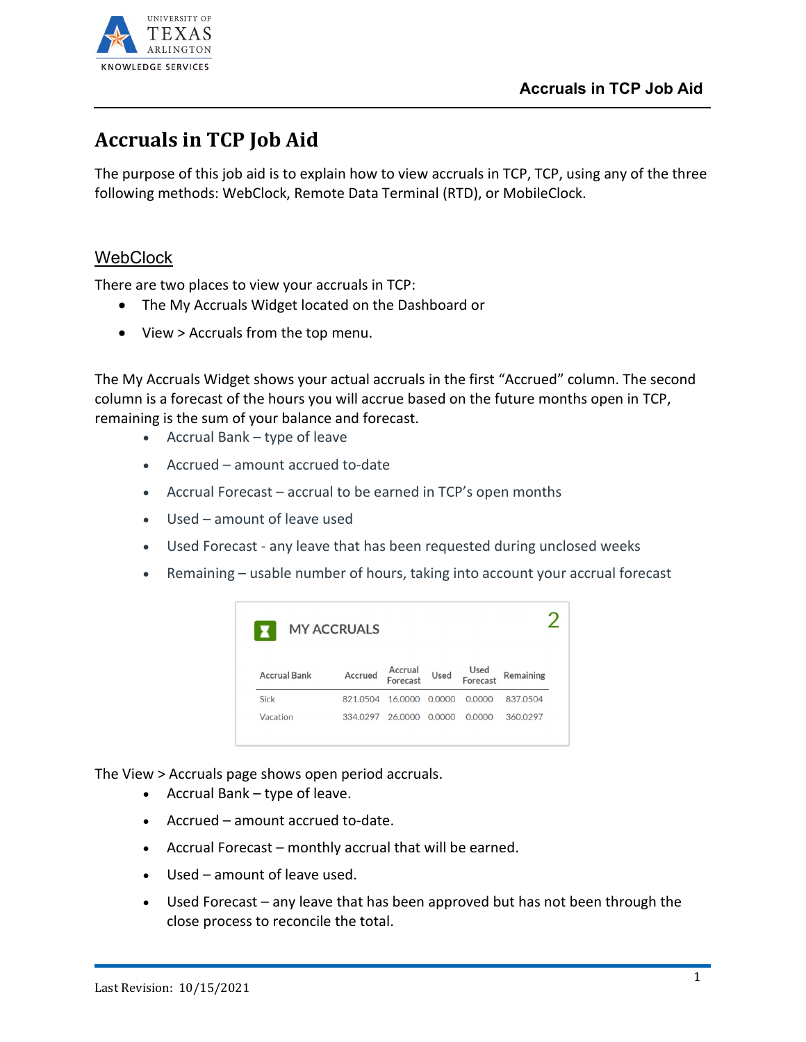# Accruals in TCP Job Aid

The purpose of this job aid is to explain how to view accruals in TCP, TCP, using any of the three following methods: WebClock, Remote Data Terminal (RTD), or MobileClock.

## WebClock

There are two places to view your accruals in TCP:

- The My Accruals Widget located on the Dashboard or
- View > Accruals from the top menu.

The My Accruals Widget shows your actual accruals in the first "Accrued" column. The second column is a forecast of the hours you will accrue based on the future months open in TCP, remaining is the sum of your balance and forecast.

- Accrual Bank – type of leave
- Accrued – amount accrued to-date
- Accrual Forecast – accrual to be earned in TCP's open months
- Used – amount of leave used
- Used Forecast - any leave that has been requested during unclosed weeks
- Remaining – usable number of hours, taking into account your accrual forecast

**MY ACCRUALS** 2

| Accrual Bank | Accrued | Accrual Forecast | Used | Used Forecast | Remaining |
|---|---|---|---|---|---|
| Sick | 821.0504 | 16.0000 | 0.0000 | 0.0000 | 837.0504 |
| Vacation | 334.0297 | 26.0000 | 0.0000 | 0.0000 | 360.0297 |

The View > Accruals page shows open period accruals.

- Accrual Bank – type of leave.
- Accrued – amount accrued to-date.
- Accrual Forecast – monthly accrual that will be earned.
- Used – amount of leave used.
- Used Forecast – any leave that has been approved but has not been through the close process to reconcile the total.

Last Revision: 10/15/2021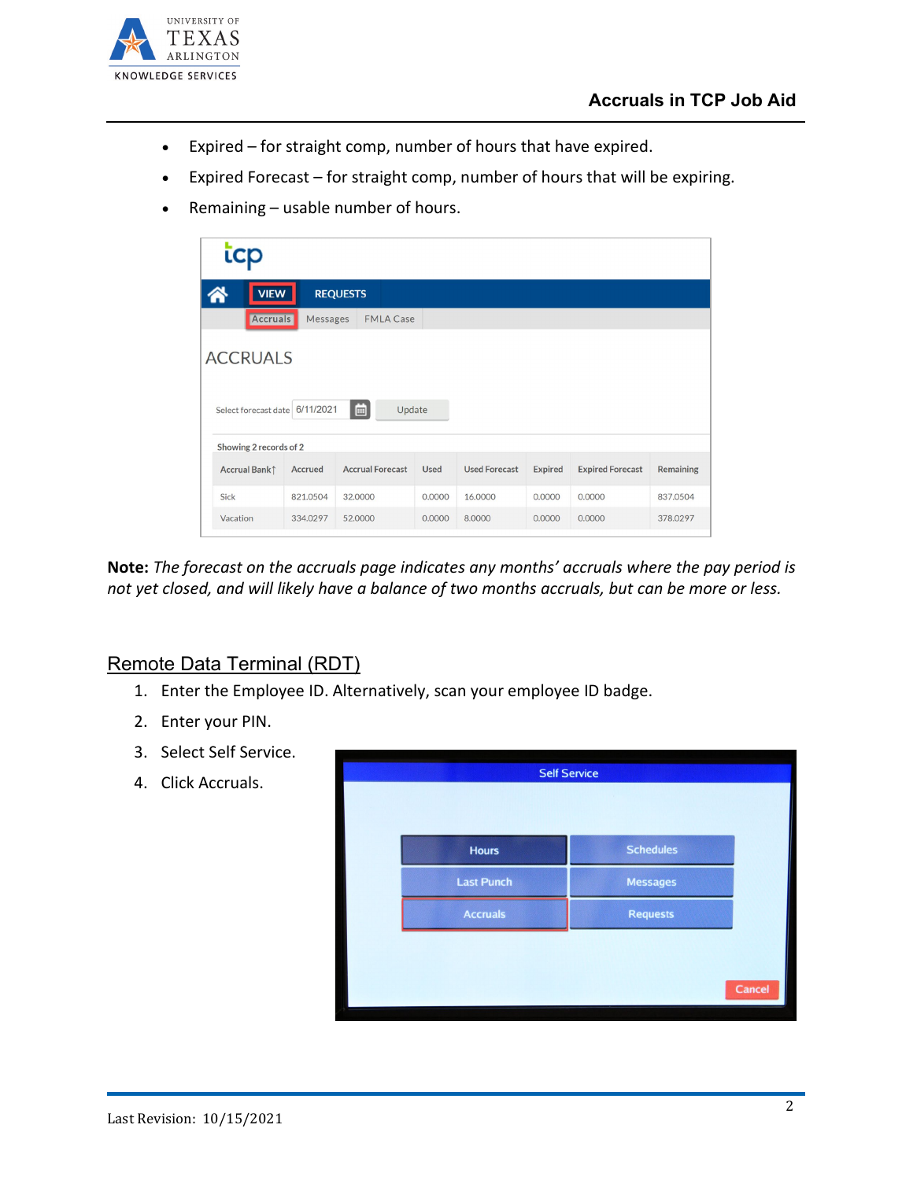- Expired – for straight comp, number of hours that have expired.
- Expired Forecast – for straight comp, number of hours that will be expiring.
- Remaining – usable number of hours.

**Note:** *The forecast on the accruals page indicates any months' accruals where the pay period is not yet closed, and will likely have a balance of two months accruals, but can be more or less.*

## Remote Data Terminal (RDT)

1. Enter the Employee ID. Alternatively, scan your employee ID badge.
2. Enter your PIN.
3. Select Self Service.
4. Click Accruals.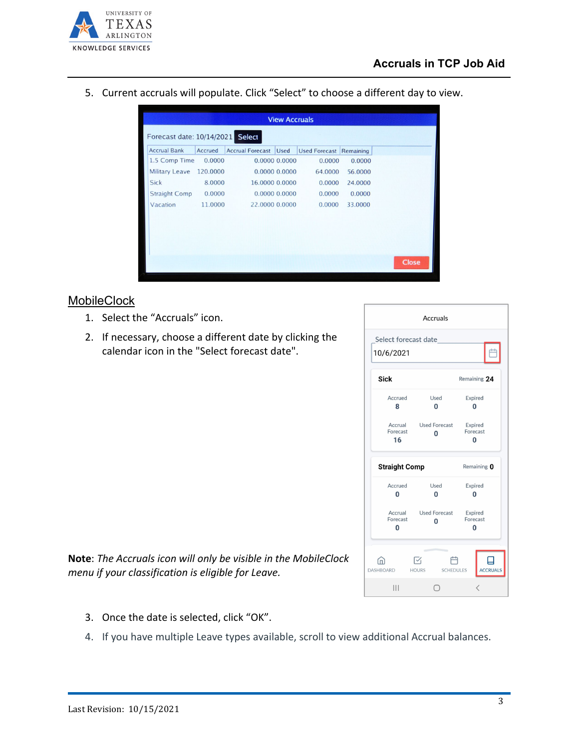5. Current accruals will populate. Click “Select” to choose a different day to view.

## MobileClock

1. Select the “Accruals” icon.
2. If necessary, choose a different date by clicking the calendar icon in the "Select forecast date".

**Note**: *The Accruals icon will only be visible in the MobileClock menu if your classification is eligible for Leave.*

3. Once the date is selected, click “OK”.
4. If you have multiple Leave types available, scroll to view additional Accrual balances.

Last Revision: 10/15/2021